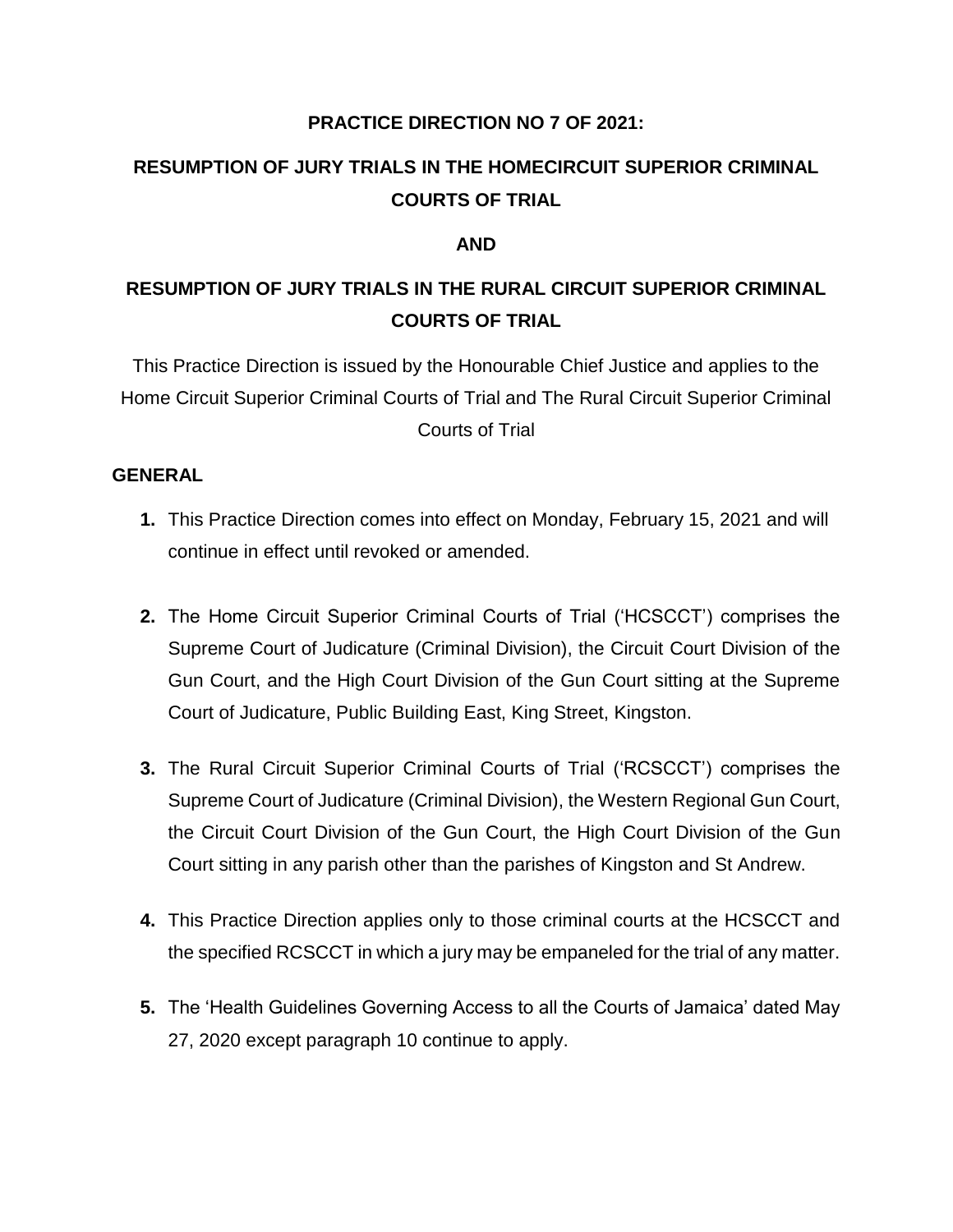# PRACTICE DIRECTION NO 7 OF 2021:

## RESUMPTION OF JURY TRIALS IN THE HOMECIRCUIT SUPERIOR CRIMINAL COURTS OF TRIAL

## AND

## RESUMPTION OF JURY TRIALS IN THE RURAL CIRCUIT SUPERIOR CRIMINAL COURTS OF TRIAL

This Practice Direction is issued by the Honourable Chief Justice and applies to the Home Circuit Superior Criminal Courts of Trial and The Rural Circuit Superior Criminal Courts of Trial

### GENERAL

1. This Practice Direction comes into effect on Monday, February 15, 2021 and will continue in effect until revoked or amended.

2. The Home Circuit Superior Criminal Courts of Trial ('HCSCCT') comprises the Supreme Court of Judicature (Criminal Division), the Circuit Court Division of the Gun Court, and the High Court Division of the Gun Court sitting at the Supreme Court of Judicature, Public Building East, King Street, Kingston.

3. The Rural Circuit Superior Criminal Courts of Trial ('RCSCCT') comprises the Supreme Court of Judicature (Criminal Division), the Western Regional Gun Court, the Circuit Court Division of the Gun Court, the High Court Division of the Gun Court sitting in any parish other than the parishes of Kingston and St Andrew.

4. This Practice Direction applies only to those criminal courts at the HCSCCT and the specified RCSCCT in which a jury may be empaneled for the trial of any matter.

5. The 'Health Guidelines Governing Access to all the Courts of Jamaica' dated May 27, 2020 except paragraph 10 continue to apply.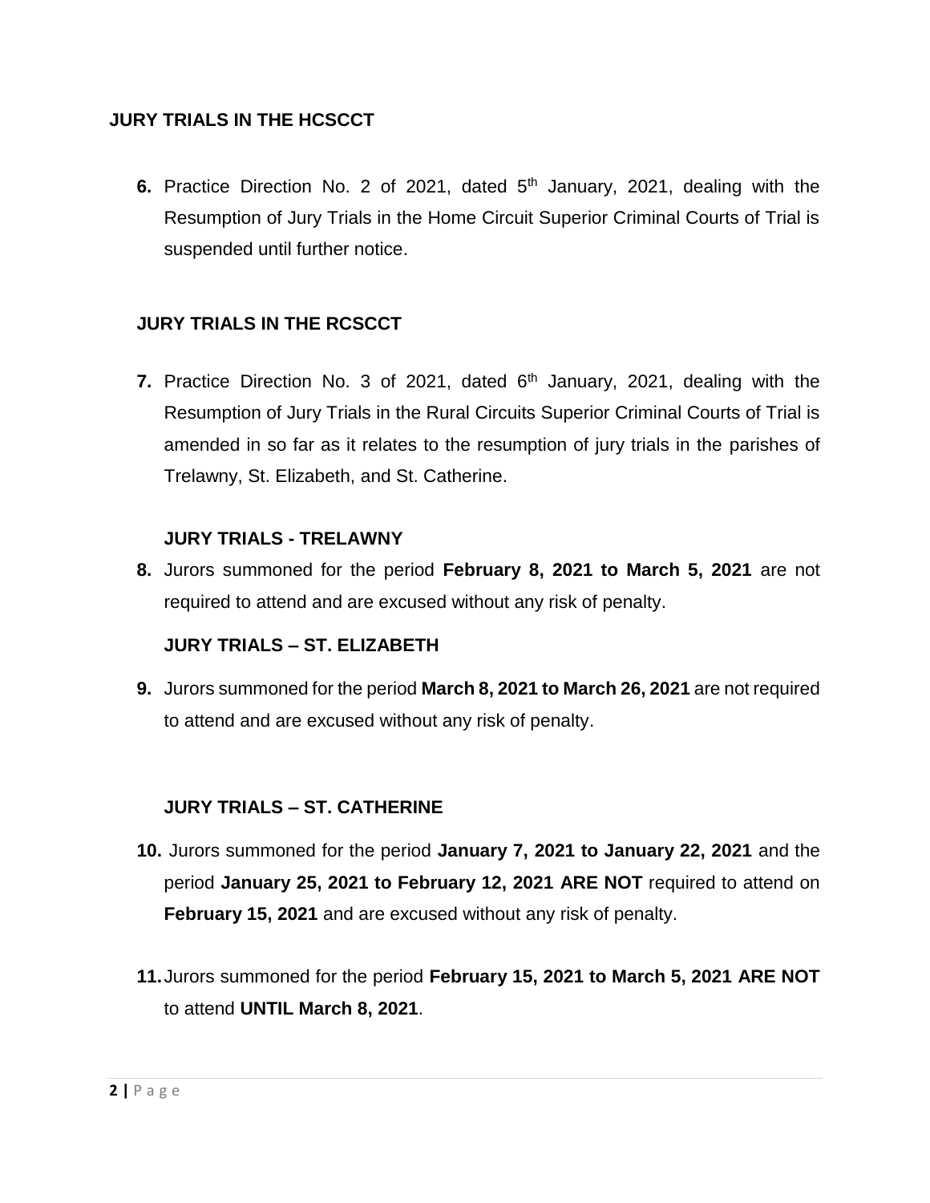## JURY TRIALS IN THE HCSCCT

**6.** Practice Direction No. 2 of 2021, dated 5th January, 2021, dealing with the Resumption of Jury Trials in the Home Circuit Superior Criminal Courts of Trial is suspended until further notice.

## JURY TRIALS IN THE RCSCCT

**7.** Practice Direction No. 3 of 2021, dated 6th January, 2021, dealing with the Resumption of Jury Trials in the Rural Circuits Superior Criminal Courts of Trial is amended in so far as it relates to the resumption of jury trials in the parishes of Trelawny, St. Elizabeth, and St. Catherine.

### JURY TRIALS - TRELAWNY

**8.** Jurors summoned for the period **February 8, 2021 to March 5, 2021** are not required to attend and are excused without any risk of penalty.

### JURY TRIALS – ST. ELIZABETH

**9.** Jurors summoned for the period **March 8, 2021 to March 26, 2021** are not required to attend and are excused without any risk of penalty.

### JURY TRIALS – ST. CATHERINE

**10.** Jurors summoned for the period **January 7, 2021 to January 22, 2021** and the period **January 25, 2021 to February 12, 2021 ARE NOT** required to attend on **February 15, 2021** and are excused without any risk of penalty.

**11.** Jurors summoned for the period **February 15, 2021 to March 5, 2021 ARE NOT** to attend **UNTIL March 8, 2021**.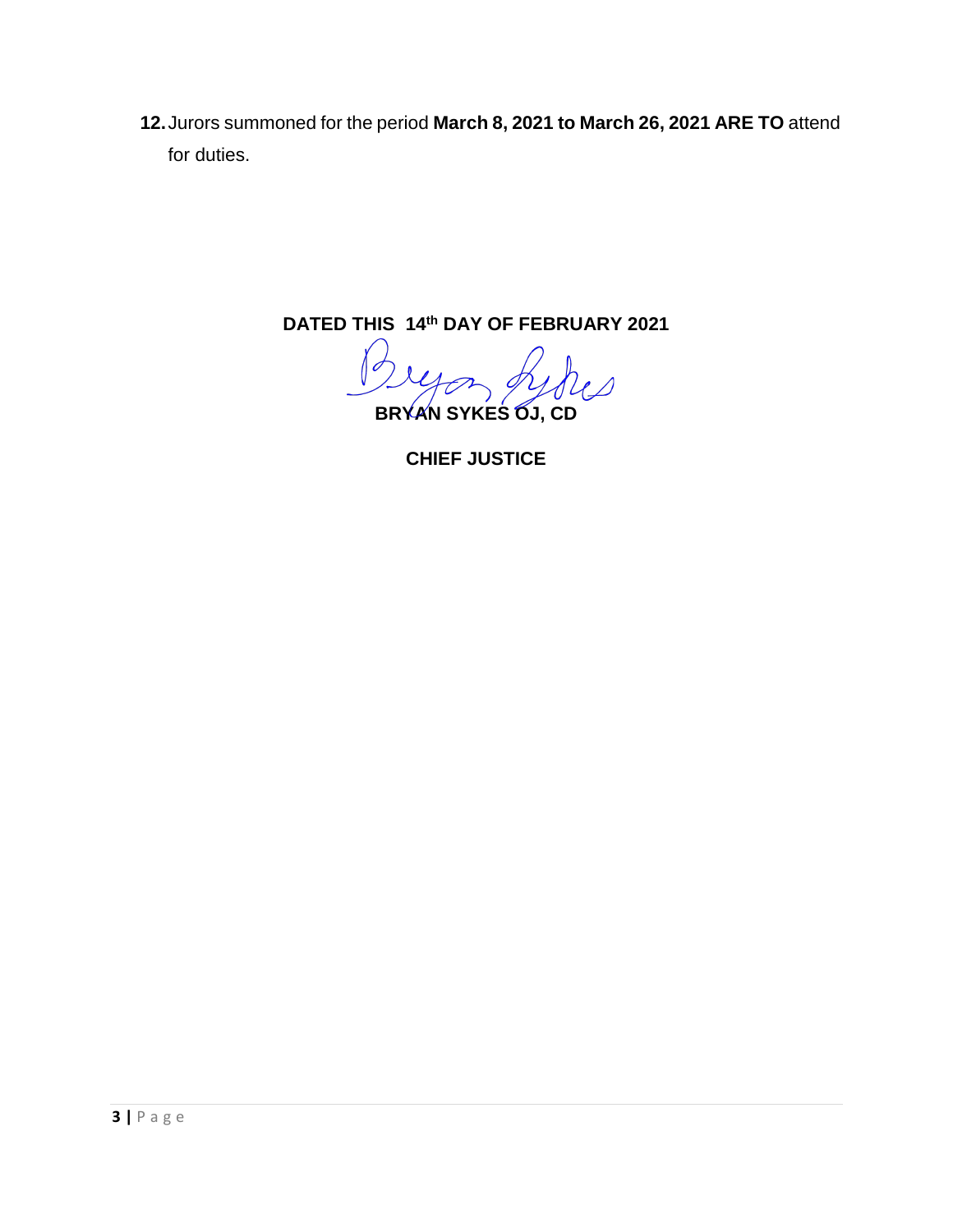12. Jurors summoned for the period **March 8, 2021 to March 26, 2021 ARE TO** attend for duties.

**DATED THIS 14th DAY OF FEBRUARY 2021**

**BRYAN SYKES OJ, CD**

**CHIEF JUSTICE**